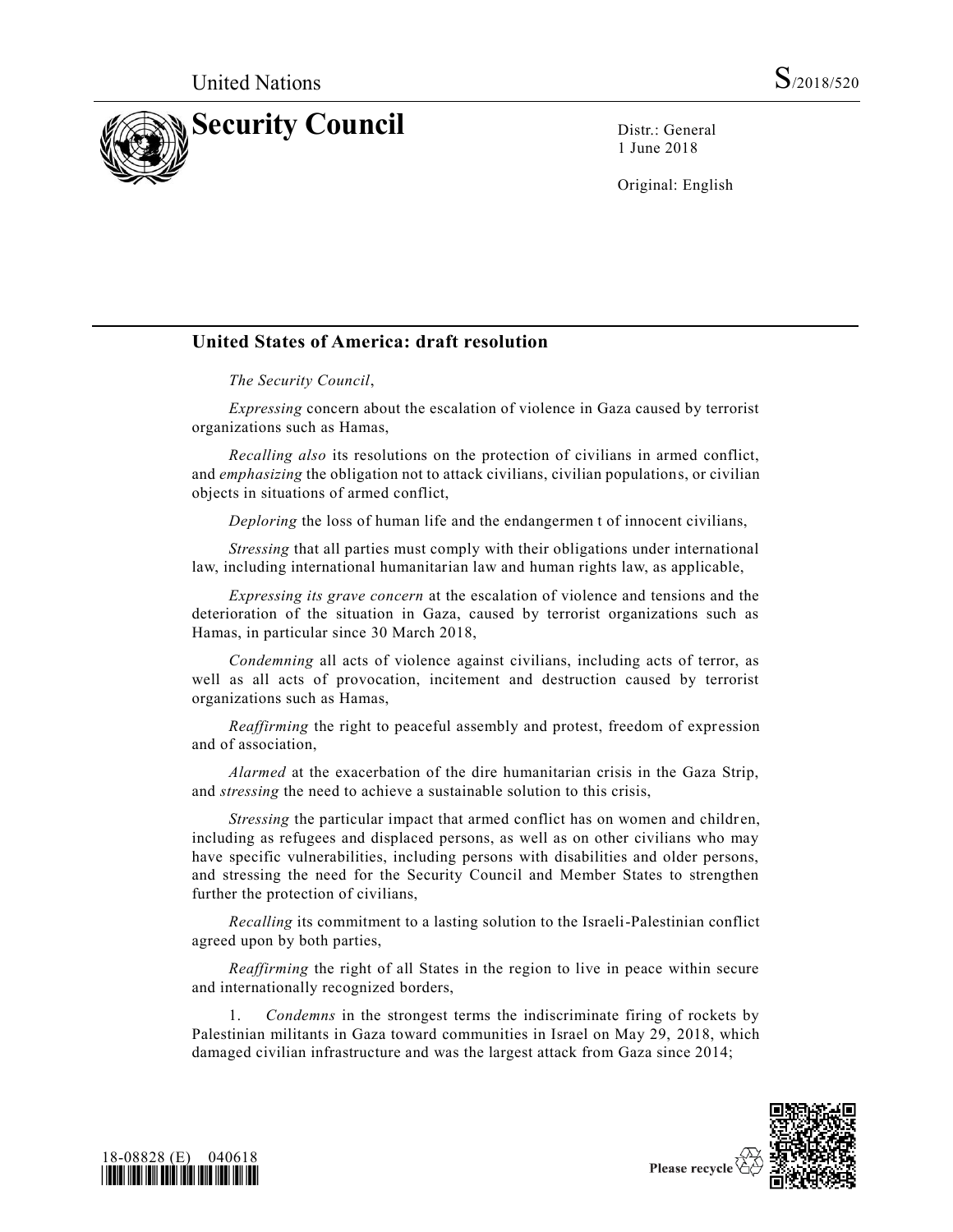United Nations S/2018/520

# Security Council

Distr.: General
1 June 2018

Original: English

## United States of America: draft resolution

*The Security Council*,

*Expressing* concern about the escalation of violence in Gaza caused by terrorist organizations such as Hamas,

*Recalling also* its resolutions on the protection of civilians in armed conflict, and *emphasizing* the obligation not to attack civilians, civilian populations, or civilian objects in situations of armed conflict,

*Deploring* the loss of human life and the endangerment of innocent civilians,

*Stressing* that all parties must comply with their obligations under international law, including international humanitarian law and human rights law, as applicable,

*Expressing its grave concern* at the escalation of violence and tensions and the deterioration of the situation in Gaza, caused by terrorist organizations such as Hamas, in particular since 30 March 2018,

*Condemning* all acts of violence against civilians, including acts of terror, as well as all acts of provocation, incitement and destruction caused by terrorist organizations such as Hamas,

*Reaffirming* the right to peaceful assembly and protest, freedom of expression and of association,

*Alarmed* at the exacerbation of the dire humanitarian crisis in the Gaza Strip, and *stressing* the need to achieve a sustainable solution to this crisis,

*Stressing* the particular impact that armed conflict has on women and children, including as refugees and displaced persons, as well as on other civilians who may have specific vulnerabilities, including persons with disabilities and older persons, and stressing the need for the Security Council and Member States to strengthen further the protection of civilians,

*Recalling* its commitment to a lasting solution to the Israeli-Palestinian conflict agreed upon by both parties,

*Reaffirming* the right of all States in the region to live in peace within secure and internationally recognized borders,

1. *Condemns* in the strongest terms the indiscriminate firing of rockets by Palestinian militants in Gaza toward communities in Israel on May 29, 2018, which damaged civilian infrastructure and was the largest attack from Gaza since 2014;

18-08828 (E) 040618

Please recycle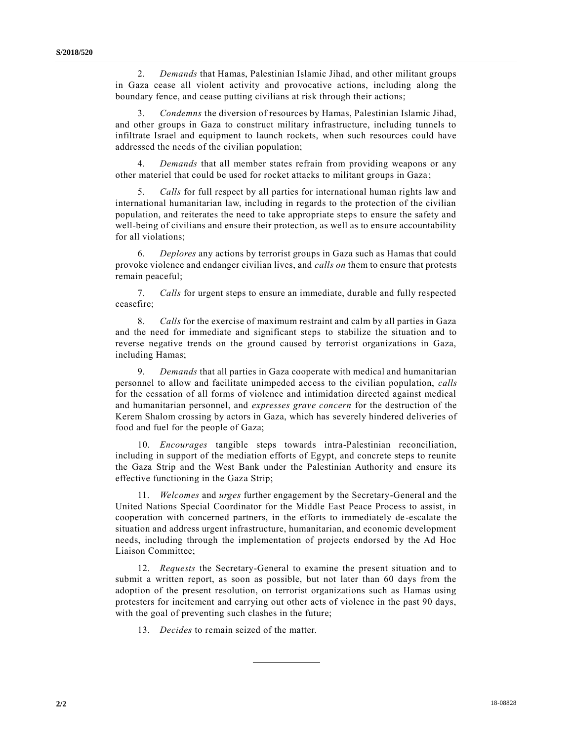2. *Demands* that Hamas, Palestinian Islamic Jihad, and other militant groups in Gaza cease all violent activity and provocative actions, including along the boundary fence, and cease putting civilians at risk through their actions;

3. *Condemns* the diversion of resources by Hamas, Palestinian Islamic Jihad, and other groups in Gaza to construct military infrastructure, including tunnels to infiltrate Israel and equipment to launch rockets, when such resources could have addressed the needs of the civilian population;

4. *Demands* that all member states refrain from providing weapons or any other materiel that could be used for rocket attacks to militant groups in Gaza;

5. *Calls* for full respect by all parties for international human rights law and international humanitarian law, including in regards to the protection of the civilian population, and reiterates the need to take appropriate steps to ensure the safety and well-being of civilians and ensure their protection, as well as to ensure accountability for all violations;

6. *Deplores* any actions by terrorist groups in Gaza such as Hamas that could provoke violence and endanger civilian lives, and *calls on* them to ensure that protests remain peaceful;

7. *Calls* for urgent steps to ensure an immediate, durable and fully respected ceasefire;

8. *Calls* for the exercise of maximum restraint and calm by all parties in Gaza and the need for immediate and significant steps to stabilize the situation and to reverse negative trends on the ground caused by terrorist organizations in Gaza, including Hamas;

9. *Demands* that all parties in Gaza cooperate with medical and humanitarian personnel to allow and facilitate unimpeded access to the civilian population, *calls* for the cessation of all forms of violence and intimidation directed against medical and humanitarian personnel, and *expresses grave concern* for the destruction of the Kerem Shalom crossing by actors in Gaza, which has severely hindered deliveries of food and fuel for the people of Gaza;

10. *Encourages* tangible steps towards intra-Palestinian reconciliation, including in support of the mediation efforts of Egypt, and concrete steps to reunite the Gaza Strip and the West Bank under the Palestinian Authority and ensure its effective functioning in the Gaza Strip;

11. *Welcomes* and *urges* further engagement by the Secretary-General and the United Nations Special Coordinator for the Middle East Peace Process to assist, in cooperation with concerned partners, in the efforts to immediately de-escalate the situation and address urgent infrastructure, humanitarian, and economic development needs, including through the implementation of projects endorsed by the Ad Hoc Liaison Committee;

12. *Requests* the Secretary-General to examine the present situation and to submit a written report, as soon as possible, but not later than 60 days from the adoption of the present resolution, on terrorist organizations such as Hamas using protesters for incitement and carrying out other acts of violence in the past 90 days, with the goal of preventing such clashes in the future;

13. *Decides* to remain seized of the matter.